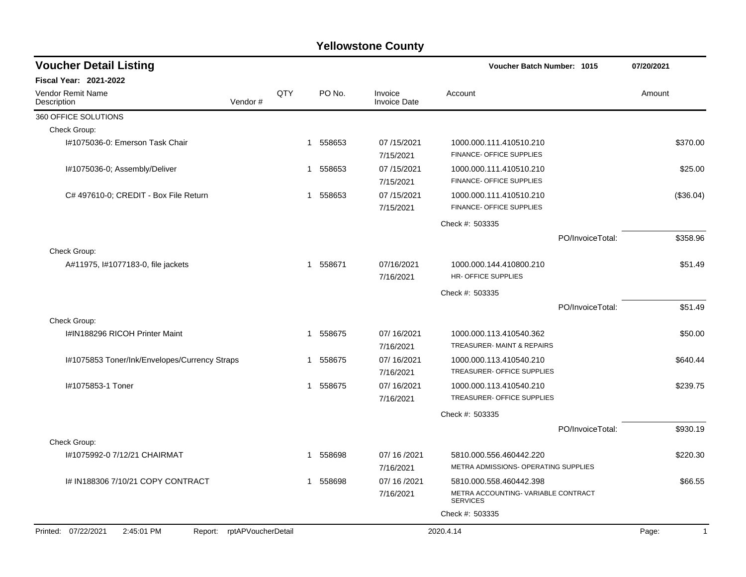# Yellowstone County

## Voucher Detail Listing

**Voucher Batch Number: 1015** 07/20/2021

**Fiscal Year: 2021-2022**

| Vendor Remit Name / Description | Vendor # | QTY | PO No. | Invoice / Invoice Date | Account | Amount |
|---|---|---|---|---|---|---|
| 360 OFFICE SOLUTIONS | | | | | | |
| Check Group: | | | | | | |
| I#1075036-0: Emerson Task Chair | | 1 | 558653 | 07 /15/2021<br>7/15/2021 | 1000.000.111.410510.210<br>FINANCE- OFFICE SUPPLIES | $370.00 |
| I#1075036-0; Assembly/Deliver | | 1 | 558653 | 07 /15/2021<br>7/15/2021 | 1000.000.111.410510.210<br>FINANCE- OFFICE SUPPLIES | $25.00 |
| C# 497610-0; CREDIT - Box File Return | | 1 | 558653 | 07 /15/2021<br>7/15/2021 | 1000.000.111.410510.210<br>FINANCE- OFFICE SUPPLIES | ($36.04) |
| | | | | | Check #: 503335 | |
| | | | | | PO/InvoiceTotal: | $358.96 |
| Check Group: | | | | | | |
| A#11975, I#1077183-0, file jackets | | 1 | 558671 | 07/16/2021<br>7/16/2021 | 1000.000.144.410800.210<br>HR- OFFICE SUPPLIES | $51.49 |
| | | | | | Check #: 503335 | |
| | | | | | PO/InvoiceTotal: | $51.49 |
| Check Group: | | | | | | |
| I#IN188296 RICOH Printer Maint | | 1 | 558675 | 07/ 16/2021<br>7/16/2021 | 1000.000.113.410540.362<br>TREASURER- MAINT & REPAIRS | $50.00 |
| I#1075853 Toner/Ink/Envelopes/Currency Straps | | 1 | 558675 | 07/ 16/2021<br>7/16/2021 | 1000.000.113.410540.210<br>TREASURER- OFFICE SUPPLIES | $640.44 |
| I#1075853-1 Toner | | 1 | 558675 | 07/ 16/2021<br>7/16/2021 | 1000.000.113.410540.210<br>TREASURER- OFFICE SUPPLIES | $239.75 |
| | | | | | Check #: 503335 | |
| | | | | | PO/InvoiceTotal: | $930.19 |
| Check Group: | | | | | | |
| I#1075992-0 7/12/21 CHAIRMAT | | 1 | 558698 | 07/ 16 /2021<br>7/16/2021 | 5810.000.556.460442.220<br>METRA ADMISSIONS- OPERATING SUPPLIES | $220.30 |
| I# IN188306 7/10/21 COPY CONTRACT | | 1 | 558698 | 07/ 16 /2021<br>7/16/2021 | 5810.000.558.460442.398<br>METRA ACCOUNTING- VARIABLE CONTRACT SERVICES | $66.55 |
| | | | | | Check #: 503335 | |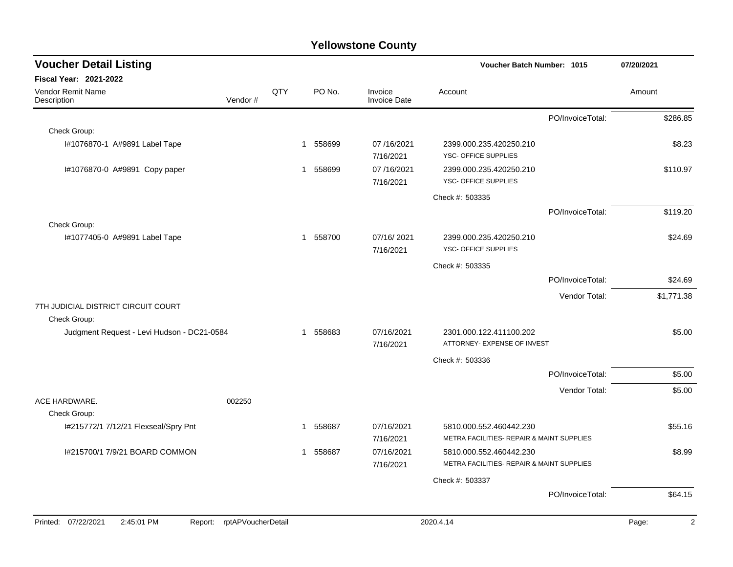# Yellowstone County

## Voucher Detail Listing

**Voucher Batch Number: 1015** — 07/20/2021

**Fiscal Year: 2021-2022**

| Vendor Remit Name / Description | Vendor # | QTY | PO No. | Invoice / Invoice Date | Account | Amount |
|---|---|---|---|---|---|---|
| | | | | | PO/InvoiceTotal: | $286.85 |
| Check Group: | | | | | | |
| I#1076870-1 A#9891 Label Tape | | 1 | 558699 | 07 /16/2021 / 7/16/2021 | 2399.000.235.420250.210 YSC- OFFICE SUPPLIES | $8.23 |
| I#1076870-0 A#9891 Copy paper | | 1 | 558699 | 07 /16/2021 / 7/16/2021 | 2399.000.235.420250.210 YSC- OFFICE SUPPLIES | $110.97 |
| | | | | | Check #: 503335 | |
| | | | | | PO/InvoiceTotal: | $119.20 |
| Check Group: | | | | | | |
| I#1077405-0 A#9891 Label Tape | | 1 | 558700 | 07/16/ 2021 / 7/16/2021 | 2399.000.235.420250.210 YSC- OFFICE SUPPLIES | $24.69 |
| | | | | | Check #: 503335 | |
| | | | | | PO/InvoiceTotal: | $24.69 |
| | | | | | Vendor Total: | $1,771.38 |
| 7TH JUDICIAL DISTRICT CIRCUIT COURT | | | | | | |
| Check Group: | | | | | | |
| Judgment Request - Levi Hudson - DC21-0584 | | 1 | 558683 | 07/16/2021 / 7/16/2021 | 2301.000.122.411100.202 ATTORNEY- EXPENSE OF INVEST | $5.00 |
| | | | | | Check #: 503336 | |
| | | | | | PO/InvoiceTotal: | $5.00 |
| | | | | | Vendor Total: | $5.00 |
| ACE HARDWARE. | 002250 | | | | | |
| Check Group: | | | | | | |
| I#215772/1 7/12/21 Flexseal/Spry Pnt | | 1 | 558687 | 07/16/2021 / 7/16/2021 | 5810.000.552.460442.230 METRA FACILITIES- REPAIR & MAINT SUPPLIES | $55.16 |
| I#215700/1 7/9/21 BOARD COMMON | | 1 | 558687 | 07/16/2021 / 7/16/2021 | 5810.000.552.460442.230 METRA FACILITIES- REPAIR & MAINT SUPPLIES | $8.99 |
| | | | | | Check #: 503337 | |
| | | | | | PO/InvoiceTotal: | $64.15 |

Printed: 07/22/2021 2:45:01 PM Report: rptAPVoucherDetail 2020.4.14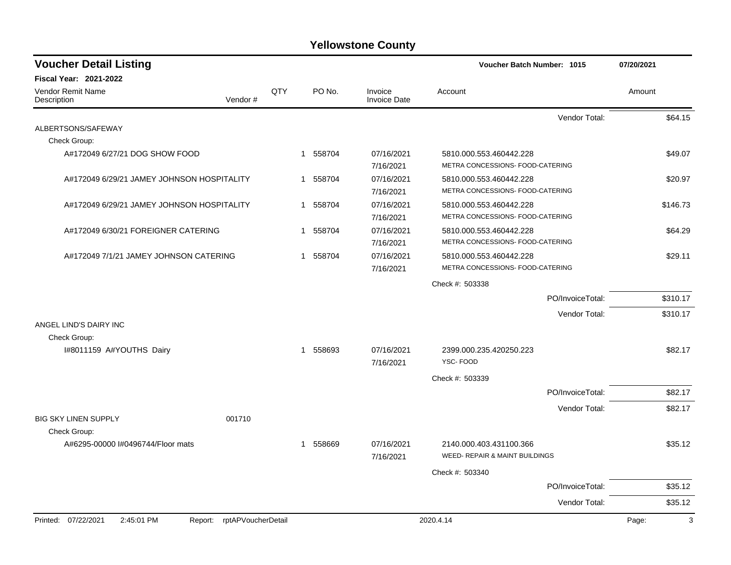# Yellowstone County

## Voucher Detail Listing

Voucher Batch Number: 1015 — 07/20/2021

**Fiscal Year: 2021-2022**

| Vendor Remit Name / Description | Vendor # | QTY | PO No. | Invoice / Invoice Date | Account | Amount |
|---|---|---|---|---|---|---|
| | | | | | Vendor Total: | $64.15 |
| ALBERTSONS/SAFEWAY | | | | | | |
| Check Group: | | | | | | |
| A#172049 6/27/21 DOG SHOW FOOD | | 1 | 558704 | 07/16/2021<br>7/16/2021 | 5810.000.553.460442.228<br>METRA CONCESSIONS- FOOD-CATERING | $49.07 |
| A#172049 6/29/21 JAMEY JOHNSON HOSPITALITY | | 1 | 558704 | 07/16/2021<br>7/16/2021 | 5810.000.553.460442.228<br>METRA CONCESSIONS- FOOD-CATERING | $20.97 |
| A#172049 6/29/21 JAMEY JOHNSON HOSPITALITY | | 1 | 558704 | 07/16/2021<br>7/16/2021 | 5810.000.553.460442.228<br>METRA CONCESSIONS- FOOD-CATERING | $146.73 |
| A#172049 6/30/21 FOREIGNER CATERING | | 1 | 558704 | 07/16/2021<br>7/16/2021 | 5810.000.553.460442.228<br>METRA CONCESSIONS- FOOD-CATERING | $64.29 |
| A#172049 7/1/21 JAMEY JOHNSON CATERING | | 1 | 558704 | 07/16/2021<br>7/16/2021 | 5810.000.553.460442.228<br>METRA CONCESSIONS- FOOD-CATERING | $29.11 |
| | | | | | Check #: 503338 | |
| | | | | | PO/InvoiceTotal: | $310.17 |
| | | | | | Vendor Total: | $310.17 |
| ANGEL LIND'S DAIRY INC | | | | | | |
| Check Group: | | | | | | |
| I#8011159 A#YOUTHS Dairy | | 1 | 558693 | 07/16/2021<br>7/16/2021 | 2399.000.235.420250.223<br>YSC- FOOD | $82.17 |
| | | | | | Check #: 503339 | |
| | | | | | PO/InvoiceTotal: | $82.17 |
| | | | | | Vendor Total: | $82.17 |
| BIG SKY LINEN SUPPLY | 001710 | | | | | |
| Check Group: | | | | | | |
| A#6295-00000 I#0496744/Floor mats | | 1 | 558669 | 07/16/2021<br>7/16/2021 | 2140.000.403.431100.366<br>WEED- REPAIR & MAINT BUILDINGS | $35.12 |
| | | | | | Check #: 503340 | |
| | | | | | PO/InvoiceTotal: | $35.12 |
| | | | | | Vendor Total: | $35.12 |

Printed: 07/22/2021 2:45:01 PM Report: rptAPVoucherDetail 2020.4.14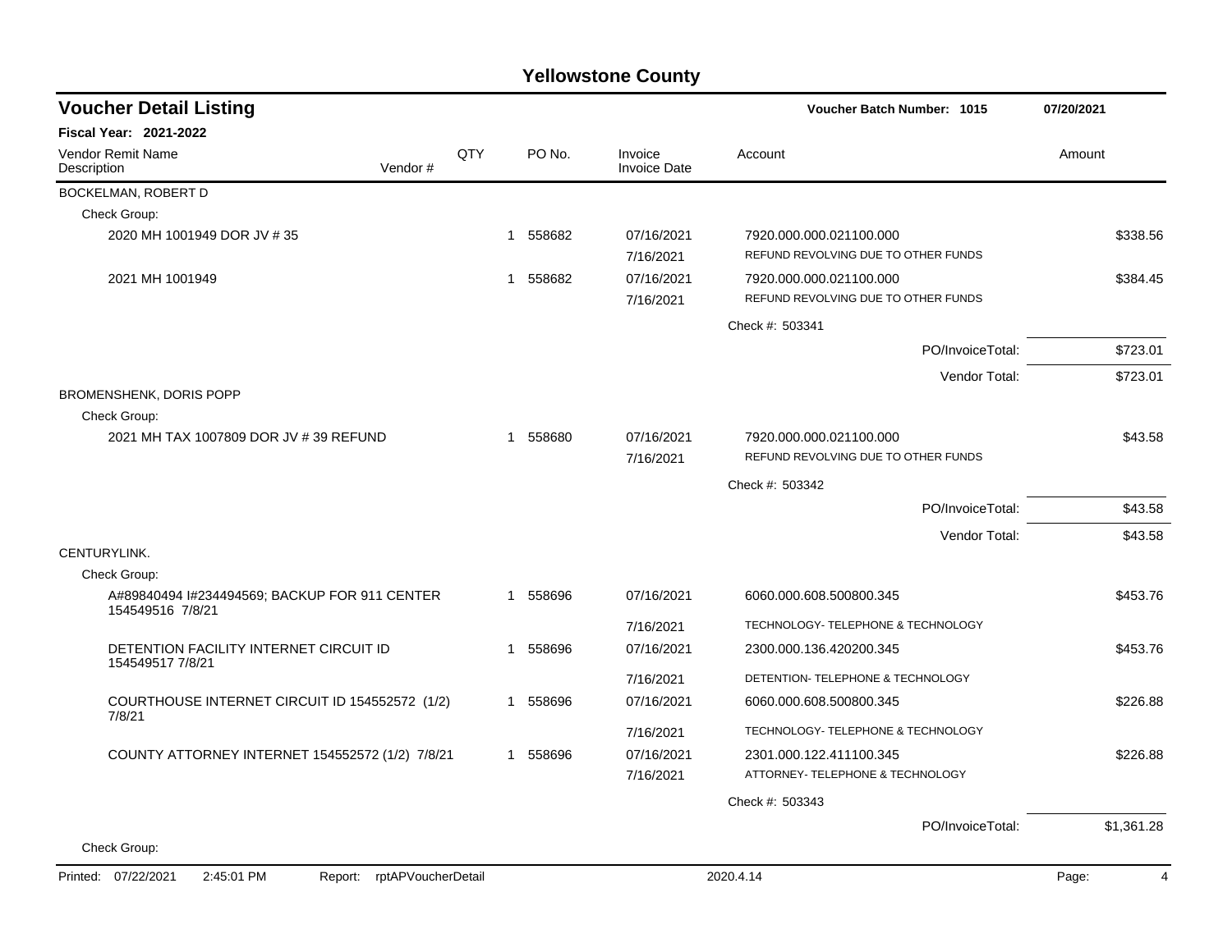# Yellowstone County

## Voucher Detail Listing

**Voucher Batch Number: 1015** — 07/20/2021

**Fiscal Year: 2021-2022**

| Vendor Remit Name / Description | Vendor # | QTY | PO No. | Invoice / Invoice Date | Account | Amount |
|---|---|---|---|---|---|---|
| BOCKELMAN, ROBERT D | | | | | | |
| Check Group: | | | | | | |
| 2020 MH 1001949 DOR JV # 35 | | 1 | 558682 | 07/16/2021<br>7/16/2021 | 7920.000.000.021100.000<br>REFUND REVOLVING DUE TO OTHER FUNDS | $338.56 |
| 2021 MH 1001949 | | 1 | 558682 | 07/16/2021<br>7/16/2021 | 7920.000.000.021100.000<br>REFUND REVOLVING DUE TO OTHER FUNDS | $384.45 |
| | | | | | Check #: 503341 | |
| | | | | | PO/InvoiceTotal: | $723.01 |
| | | | | | Vendor Total: | $723.01 |
| BROMENSHENK, DORIS POPP | | | | | | |
| Check Group: | | | | | | |
| 2021 MH TAX 1007809 DOR JV # 39 REFUND | | 1 | 558680 | 07/16/2021<br>7/16/2021 | 7920.000.000.021100.000<br>REFUND REVOLVING DUE TO OTHER FUNDS | $43.58 |
| | | | | | Check #: 503342 | |
| | | | | | PO/InvoiceTotal: | $43.58 |
| | | | | | Vendor Total: | $43.58 |
| CENTURYLINK. | | | | | | |
| Check Group: | | | | | | |
| A#89840494 I#234494569; BACKUP FOR 911 CENTER 154549516 7/8/21 | | 1 | 558696 | 07/16/2021<br>7/16/2021 | 6060.000.608.500800.345<br>TECHNOLOGY- TELEPHONE & TECHNOLOGY | $453.76 |
| DETENTION FACILITY INTERNET CIRCUIT ID 154549517 7/8/21 | | 1 | 558696 | 07/16/2021<br>7/16/2021 | 2300.000.136.420200.345<br>DETENTION- TELEPHONE & TECHNOLOGY | $453.76 |
| COURTHOUSE INTERNET CIRCUIT ID 154552572 (1/2) 7/8/21 | | 1 | 558696 | 07/16/2021<br>7/16/2021 | 6060.000.608.500800.345<br>TECHNOLOGY- TELEPHONE & TECHNOLOGY | $226.88 |
| COUNTY ATTORNEY INTERNET 154552572 (1/2) 7/8/21 | | 1 | 558696 | 07/16/2021<br>7/16/2021 | 2301.000.122.411100.345<br>ATTORNEY- TELEPHONE & TECHNOLOGY | $226.88 |
| | | | | | Check #: 503343 | |
| | | | | | PO/InvoiceTotal: | $1,361.28 |
| Check Group: | | | | | | |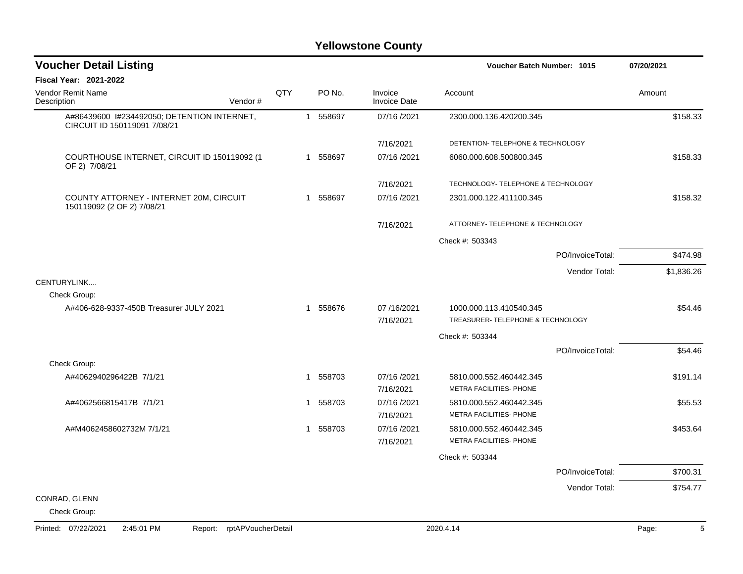# Yellowstone County

## Voucher Detail Listing

**Voucher Batch Number: 1015** 07/20/2021

**Fiscal Year: 2021-2022**

| Vendor Remit Name / Description | Vendor # | QTY | PO No. | Invoice / Invoice Date | Account | Amount |
|---|---|---|---|---|---|---|
| A#86439600 I#234492050; DETENTION INTERNET, CIRCUIT ID 150119091 7/08/21 | | 1 | 558697 | 07/16 /2021 | 2300.000.136.420200.345 | $158.33 |
| | | | | 7/16/2021 | DETENTION- TELEPHONE & TECHNOLOGY | |
| COURTHOUSE INTERNET, CIRCUIT ID 150119092 (1 OF 2) 7/08/21 | | 1 | 558697 | 07/16 /2021 | 6060.000.608.500800.345 | $158.33 |
| | | | | 7/16/2021 | TECHNOLOGY- TELEPHONE & TECHNOLOGY | |
| COUNTY ATTORNEY - INTERNET 20M, CIRCUIT 150119092 (2 OF 2) 7/08/21 | | 1 | 558697 | 07/16 /2021 | 2301.000.122.411100.345 | $158.32 |
| | | | | 7/16/2021 | ATTORNEY- TELEPHONE & TECHNOLOGY | |
| | | | | | Check #: 503343 | |
| | | | | | PO/InvoiceTotal: | $474.98 |
| | | | | | Vendor Total: | $1,836.26 |
| CENTURYLINK.... | | | | | | |
| Check Group: | | | | | | |
| A#406-628-9337-450B Treasurer JULY 2021 | | 1 | 558676 | 07 /16/2021 | 1000.000.113.410540.345 | $54.46 |
| | | | | 7/16/2021 | TREASURER- TELEPHONE & TECHNOLOGY | |
| | | | | | Check #: 503344 | |
| | | | | | PO/InvoiceTotal: | $54.46 |
| Check Group: | | | | | | |
| A#4062940296422B 7/1/21 | | 1 | 558703 | 07/16 /2021 | 5810.000.552.460442.345 | $191.14 |
| | | | | 7/16/2021 | METRA FACILITIES- PHONE | |
| A#4062566815417B 7/1/21 | | 1 | 558703 | 07/16 /2021 | 5810.000.552.460442.345 | $55.53 |
| | | | | 7/16/2021 | METRA FACILITIES- PHONE | |
| A#M4062458602732M 7/1/21 | | 1 | 558703 | 07/16 /2021 | 5810.000.552.460442.345 | $453.64 |
| | | | | 7/16/2021 | METRA FACILITIES- PHONE | |
| | | | | | Check #: 503344 | |
| | | | | | PO/InvoiceTotal: | $700.31 |
| | | | | | Vendor Total: | $754.77 |
| CONRAD, GLENN | | | | | | |
| Check Group: | | | | | | |

Printed: 07/22/2021 2:45:01 PM Report: rptAPVoucherDetail 2020.4.14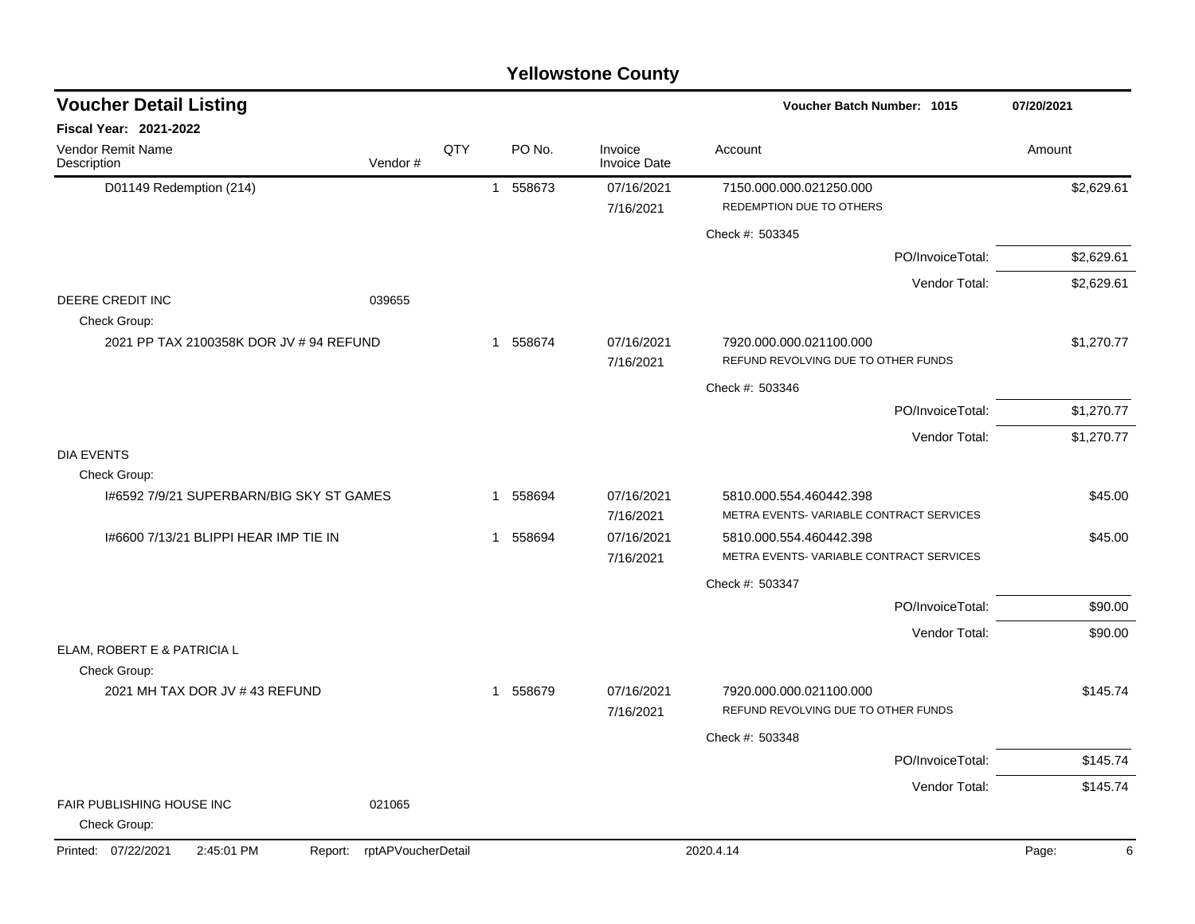# Yellowstone County

## Voucher Detail Listing

**Voucher Batch Number: 1015** | 07/20/2021

**Fiscal Year: 2021-2022**

| Vendor Remit Name / Description | Vendor # | QTY | PO No. | Invoice / Invoice Date | Account | Amount |
|---|---|---|---|---|---|---|
| D01149 Redemption (214) | | 1 | 558673 | 07/16/2021<br>7/16/2021 | 7150.000.000.021250.000<br>REDEMPTION DUE TO OTHERS | $2,629.61 |
| | | | | | Check #: 503345 | |
| | | | | | PO/InvoiceTotal: | $2,629.61 |
| | | | | | Vendor Total: | $2,629.61 |
| DEERE CREDIT INC | 039655 | | | | | |
| Check Group: | | | | | | |
| 2021 PP TAX 2100358K DOR JV # 94 REFUND | | 1 | 558674 | 07/16/2021<br>7/16/2021 | 7920.000.000.021100.000<br>REFUND REVOLVING DUE TO OTHER FUNDS | $1,270.77 |
| | | | | | Check #: 503346 | |
| | | | | | PO/InvoiceTotal: | $1,270.77 |
| | | | | | Vendor Total: | $1,270.77 |
| DIA EVENTS | | | | | | |
| Check Group: | | | | | | |
| I#6592 7/9/21 SUPERBARN/BIG SKY ST GAMES | | 1 | 558694 | 07/16/2021<br>7/16/2021 | 5810.000.554.460442.398<br>METRA EVENTS- VARIABLE CONTRACT SERVICES | $45.00 |
| I#6600 7/13/21 BLIPPI HEAR IMP TIE IN | | 1 | 558694 | 07/16/2021<br>7/16/2021 | 5810.000.554.460442.398<br>METRA EVENTS- VARIABLE CONTRACT SERVICES | $45.00 |
| | | | | | Check #: 503347 | |
| | | | | | PO/InvoiceTotal: | $90.00 |
| | | | | | Vendor Total: | $90.00 |
| ELAM, ROBERT E & PATRICIA L | | | | | | |
| Check Group: | | | | | | |
| 2021 MH TAX DOR JV # 43 REFUND | | 1 | 558679 | 07/16/2021<br>7/16/2021 | 7920.000.000.021100.000<br>REFUND REVOLVING DUE TO OTHER FUNDS | $145.74 |
| | | | | | Check #: 503348 | |
| | | | | | PO/InvoiceTotal: | $145.74 |
| | | | | | Vendor Total: | $145.74 |
| FAIR PUBLISHING HOUSE INC | 021065 | | | | | |
| Check Group: | | | | | | |

Printed: 07/22/2021 2:45:01 PM Report: rptAPVoucherDetail 2020.4.14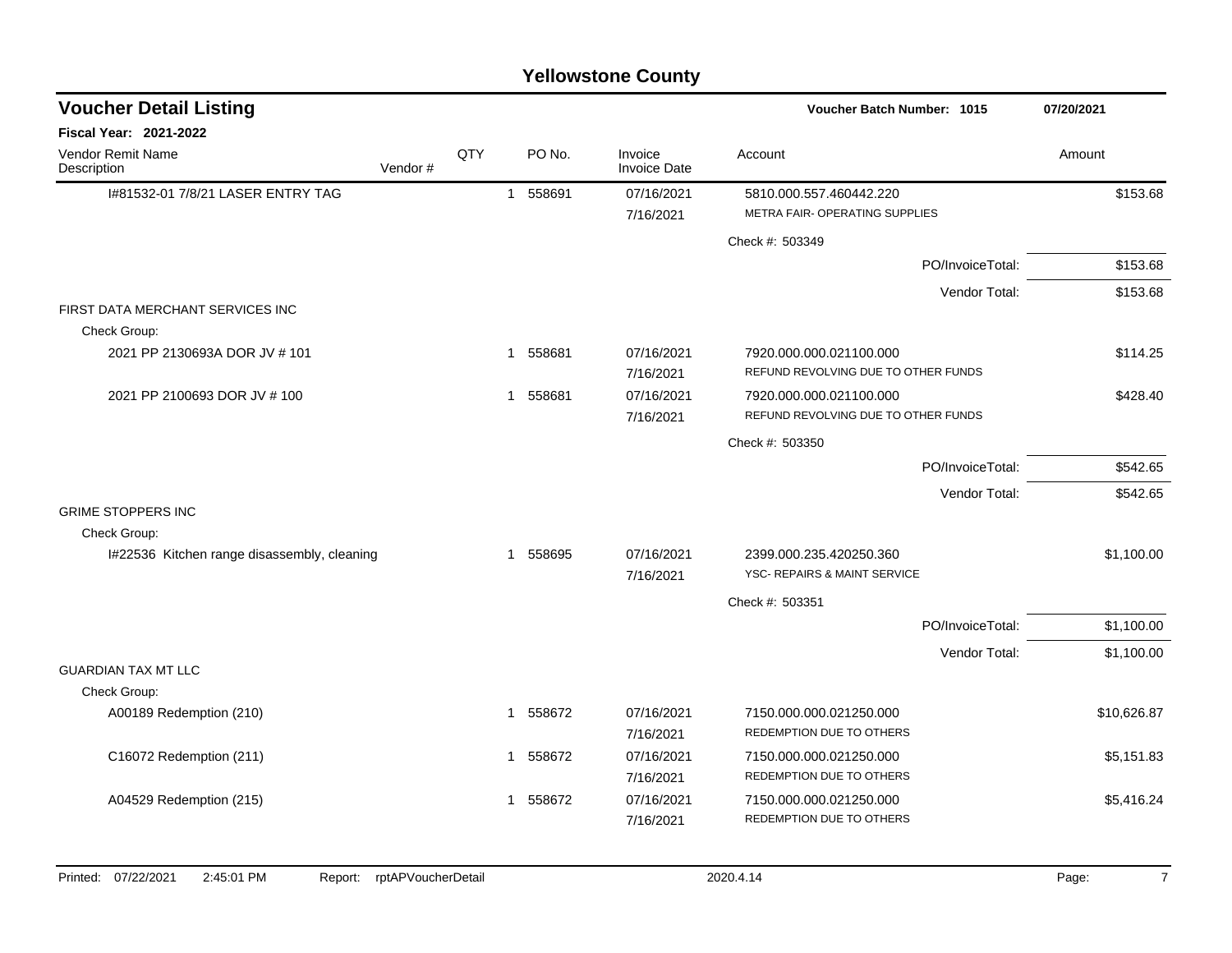# Yellowstone County

## Voucher Detail Listing

**Voucher Batch Number: 1015** — 07/20/2021

**Fiscal Year: 2021-2022**

| Vendor Remit Name / Description | Vendor # | QTY | PO No. | Invoice / Invoice Date | Account | Amount |
|---|---|---|---|---|---|---|
| I#81532-01 7/8/21 LASER ENTRY TAG | | 1 | 558691 | 07/16/2021 7/16/2021 | 5810.000.557.460442.220 METRA FAIR- OPERATING SUPPLIES | $153.68 |
| | | | | | Check #: 503349 | |
| | | | | | PO/InvoiceTotal: | $153.68 |
| | | | | | Vendor Total: | $153.68 |
| FIRST DATA MERCHANT SERVICES INC | | | | | | |
| Check Group: | | | | | | |
| 2021 PP 2130693A DOR JV # 101 | | 1 | 558681 | 07/16/2021 7/16/2021 | 7920.000.000.021100.000 REFUND REVOLVING DUE TO OTHER FUNDS | $114.25 |
| 2021 PP 2100693 DOR JV # 100 | | 1 | 558681 | 07/16/2021 7/16/2021 | 7920.000.000.021100.000 REFUND REVOLVING DUE TO OTHER FUNDS | $428.40 |
| | | | | | Check #: 503350 | |
| | | | | | PO/InvoiceTotal: | $542.65 |
| | | | | | Vendor Total: | $542.65 |
| GRIME STOPPERS INC | | | | | | |
| Check Group: | | | | | | |
| I#22536 Kitchen range disassembly, cleaning | | 1 | 558695 | 07/16/2021 7/16/2021 | 2399.000.235.420250.360 YSC- REPAIRS & MAINT SERVICE | $1,100.00 |
| | | | | | Check #: 503351 | |
| | | | | | PO/InvoiceTotal: | $1,100.00 |
| | | | | | Vendor Total: | $1,100.00 |
| GUARDIAN TAX MT LLC | | | | | | |
| Check Group: | | | | | | |
| A00189 Redemption (210) | | 1 | 558672 | 07/16/2021 7/16/2021 | 7150.000.000.021250.000 REDEMPTION DUE TO OTHERS | $10,626.87 |
| C16072 Redemption (211) | | 1 | 558672 | 07/16/2021 7/16/2021 | 7150.000.000.021250.000 REDEMPTION DUE TO OTHERS | $5,151.83 |
| A04529 Redemption (215) | | 1 | 558672 | 07/16/2021 7/16/2021 | 7150.000.000.021250.000 REDEMPTION DUE TO OTHERS | $5,416.24 |

Printed: 07/22/2021 2:45:01 PM Report: rptAPVoucherDetail 2020.4.14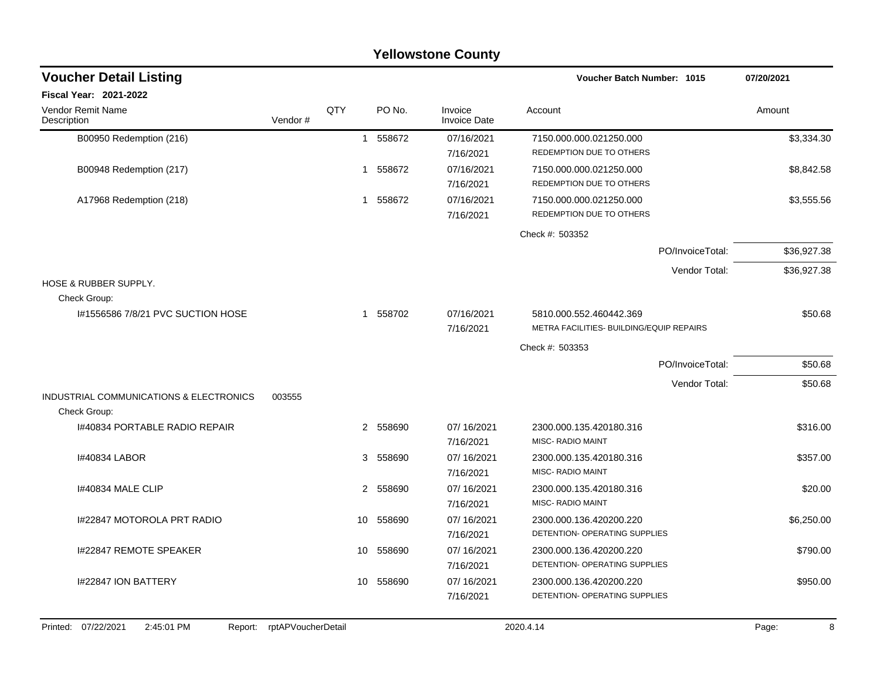# Yellowstone County

## Voucher Detail Listing

**Voucher Batch Number: 1015** 07/20/2021

**Fiscal Year: 2021-2022**

| Vendor Remit Name / Description | Vendor # | QTY | PO No. | Invoice / Invoice Date | Account | Amount |
|---|---|---|---|---|---|---|
| B00950 Redemption (216) | | 1 | 558672 | 07/16/2021 7/16/2021 | 7150.000.000.021250.000 REDEMPTION DUE TO OTHERS | $3,334.30 |
| B00948 Redemption (217) | | 1 | 558672 | 07/16/2021 7/16/2021 | 7150.000.000.021250.000 REDEMPTION DUE TO OTHERS | $8,842.58 |
| A17968 Redemption (218) | | 1 | 558672 | 07/16/2021 7/16/2021 | 7150.000.000.021250.000 REDEMPTION DUE TO OTHERS | $3,555.56 |
| | | | | | Check #: 503352 | |
| | | | | | PO/InvoiceTotal: | $36,927.38 |
| | | | | | Vendor Total: | $36,927.38 |
| HOSE & RUBBER SUPPLY. | | | | | | |
| Check Group: | | | | | | |
| I#1556586 7/8/21 PVC SUCTION HOSE | | 1 | 558702 | 07/16/2021 7/16/2021 | 5810.000.552.460442.369 METRA FACILITIES- BUILDING/EQUIP REPAIRS | $50.68 |
| | | | | | Check #: 503353 | |
| | | | | | PO/InvoiceTotal: | $50.68 |
| | | | | | Vendor Total: | $50.68 |
| INDUSTRIAL COMMUNICATIONS & ELECTRONICS | 003555 | | | | | |
| Check Group: | | | | | | |
| I#40834 PORTABLE RADIO REPAIR | | 2 | 558690 | 07/ 16/2021 7/16/2021 | 2300.000.135.420180.316 MISC- RADIO MAINT | $316.00 |
| I#40834 LABOR | | 3 | 558690 | 07/ 16/2021 7/16/2021 | 2300.000.135.420180.316 MISC- RADIO MAINT | $357.00 |
| I#40834 MALE CLIP | | 2 | 558690 | 07/ 16/2021 7/16/2021 | 2300.000.135.420180.316 MISC- RADIO MAINT | $20.00 |
| I#22847 MOTOROLA PRT RADIO | | 10 | 558690 | 07/ 16/2021 7/16/2021 | 2300.000.136.420200.220 DETENTION- OPERATING SUPPLIES | $6,250.00 |
| I#22847 REMOTE SPEAKER | | 10 | 558690 | 07/ 16/2021 7/16/2021 | 2300.000.136.420200.220 DETENTION- OPERATING SUPPLIES | $790.00 |
| I#22847 ION BATTERY | | 10 | 558690 | 07/ 16/2021 7/16/2021 | 2300.000.136.420200.220 DETENTION- OPERATING SUPPLIES | $950.00 |

Printed: 07/22/2021 2:45:01 PM Report: rptAPVoucherDetail 2020.4.14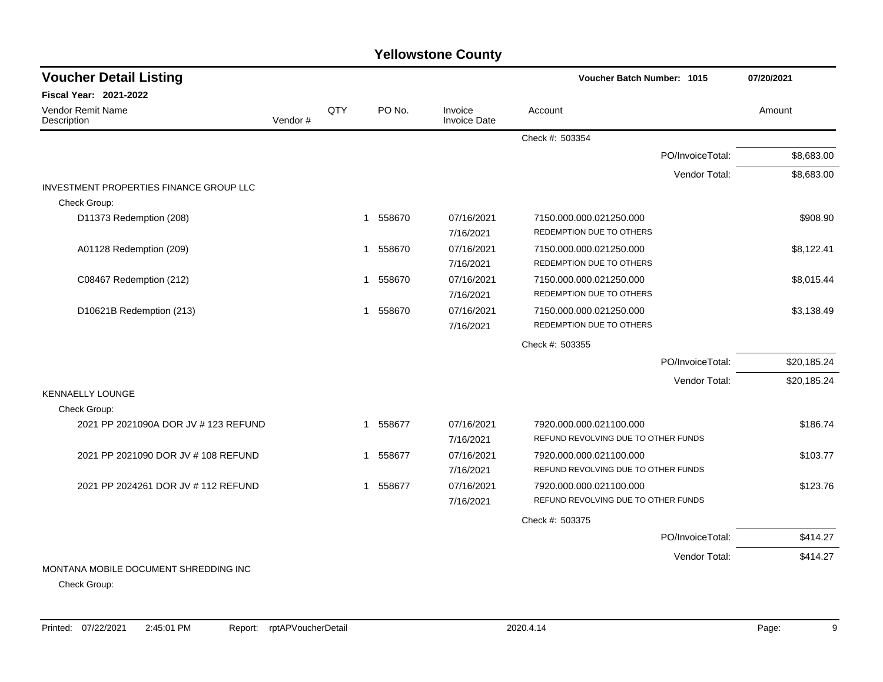# Yellowstone County

## Voucher Detail Listing

**Voucher Batch Number: 1015** — 07/20/2021

**Fiscal Year: 2021-2022**

| Vendor Remit Name / Description | Vendor # | QTY | PO No. | Invoice / Invoice Date | Account | Amount |
|---|---|---|---|---|---|---|
| | | | | | Check #: 503354 | |
| | | | | | PO/InvoiceTotal: | $8,683.00 |
| | | | | | Vendor Total: | $8,683.00 |
| INVESTMENT PROPERTIES FINANCE GROUP LLC | | | | | | |
| Check Group: | | | | | | |
| D11373 Redemption (208) | | 1 | 558670 | 07/16/2021<br>7/16/2021 | 7150.000.000.021250.000<br>REDEMPTION DUE TO OTHERS | $908.90 |
| A01128 Redemption (209) | | 1 | 558670 | 07/16/2021<br>7/16/2021 | 7150.000.000.021250.000<br>REDEMPTION DUE TO OTHERS | $8,122.41 |
| C08467 Redemption (212) | | 1 | 558670 | 07/16/2021<br>7/16/2021 | 7150.000.000.021250.000<br>REDEMPTION DUE TO OTHERS | $8,015.44 |
| D10621B Redemption (213) | | 1 | 558670 | 07/16/2021<br>7/16/2021 | 7150.000.000.021250.000<br>REDEMPTION DUE TO OTHERS | $3,138.49 |
| | | | | | Check #: 503355 | |
| | | | | | PO/InvoiceTotal: | $20,185.24 |
| | | | | | Vendor Total: | $20,185.24 |
| KENNAELLY LOUNGE | | | | | | |
| Check Group: | | | | | | |
| 2021 PP 2021090A DOR JV # 123 REFUND | | 1 | 558677 | 07/16/2021<br>7/16/2021 | 7920.000.000.021100.000<br>REFUND REVOLVING DUE TO OTHER FUNDS | $186.74 |
| 2021 PP 2021090 DOR JV # 108 REFUND | | 1 | 558677 | 07/16/2021<br>7/16/2021 | 7920.000.000.021100.000<br>REFUND REVOLVING DUE TO OTHER FUNDS | $103.77 |
| 2021 PP 2024261 DOR JV # 112 REFUND | | 1 | 558677 | 07/16/2021<br>7/16/2021 | 7920.000.000.021100.000<br>REFUND REVOLVING DUE TO OTHER FUNDS | $123.76 |
| | | | | | Check #: 503375 | |
| | | | | | PO/InvoiceTotal: | $414.27 |
| | | | | | Vendor Total: | $414.27 |
| MONTANA MOBILE DOCUMENT SHREDDING INC | | | | | | |
| Check Group: | | | | | | |

Printed: 07/22/2021 2:45:01 PM Report: rptAPVoucherDetail 2020.4.14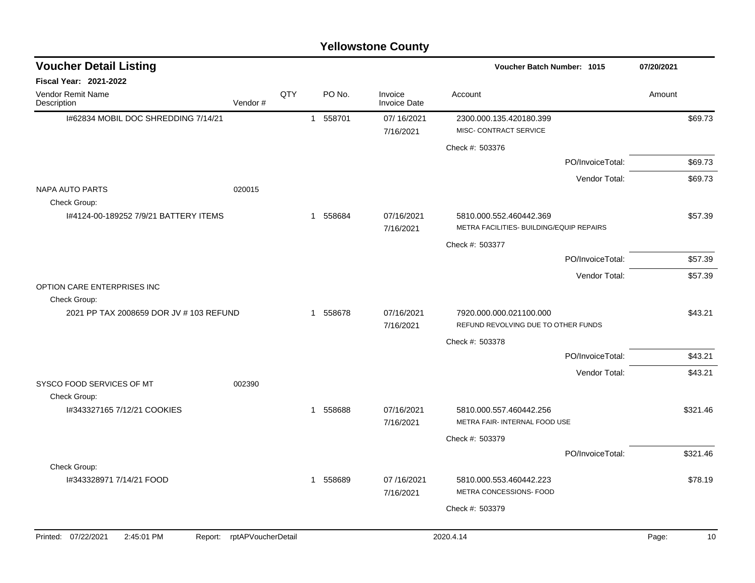# Yellowstone County

## Voucher Detail Listing

**Voucher Batch Number: 1015** 07/20/2021

**Fiscal Year: 2021-2022**

| Vendor Remit Name / Description | Vendor # | QTY | PO No. | Invoice / Invoice Date | Account | Amount |
|---|---|---|---|---|---|---|
| I#62834 MOBIL DOC SHREDDING 7/14/21 | | 1 | 558701 | 07/ 16/2021 / 7/16/2021 | 2300.000.135.420180.399 MISC- CONTRACT SERVICE | $69.73 |
| | | | | | Check #: 503376 | |
| | | | | | PO/InvoiceTotal: | $69.73 |
| | | | | | Vendor Total: | $69.73 |
| NAPA AUTO PARTS | 020015 | | | | | |
| Check Group: | | | | | | |
| I#4124-00-189252 7/9/21 BATTERY ITEMS | | 1 | 558684 | 07/16/2021 / 7/16/2021 | 5810.000.552.460442.369 METRA FACILITIES- BUILDING/EQUIP REPAIRS | $57.39 |
| | | | | | Check #: 503377 | |
| | | | | | PO/InvoiceTotal: | $57.39 |
| | | | | | Vendor Total: | $57.39 |
| OPTION CARE ENTERPRISES INC | | | | | | |
| Check Group: | | | | | | |
| 2021 PP TAX 2008659 DOR JV # 103 REFUND | | 1 | 558678 | 07/16/2021 / 7/16/2021 | 7920.000.000.021100.000 REFUND REVOLVING DUE TO OTHER FUNDS | $43.21 |
| | | | | | Check #: 503378 | |
| | | | | | PO/InvoiceTotal: | $43.21 |
| | | | | | Vendor Total: | $43.21 |
| SYSCO FOOD SERVICES OF MT | 002390 | | | | | |
| Check Group: | | | | | | |
| I#343327165 7/12/21 COOKIES | | 1 | 558688 | 07/16/2021 / 7/16/2021 | 5810.000.557.460442.256 METRA FAIR- INTERNAL FOOD USE | $321.46 |
| | | | | | Check #: 503379 | |
| | | | | | PO/InvoiceTotal: | $321.46 |
| Check Group: | | | | | | |
| I#343328971 7/14/21 FOOD | | 1 | 558689 | 07 /16/2021 / 7/16/2021 | 5810.000.553.460442.223 METRA CONCESSIONS- FOOD | $78.19 |
| | | | | | Check #: 503379 | |

Printed: 07/22/2021 2:45:01 PM Report: rptAPVoucherDetail 2020.4.14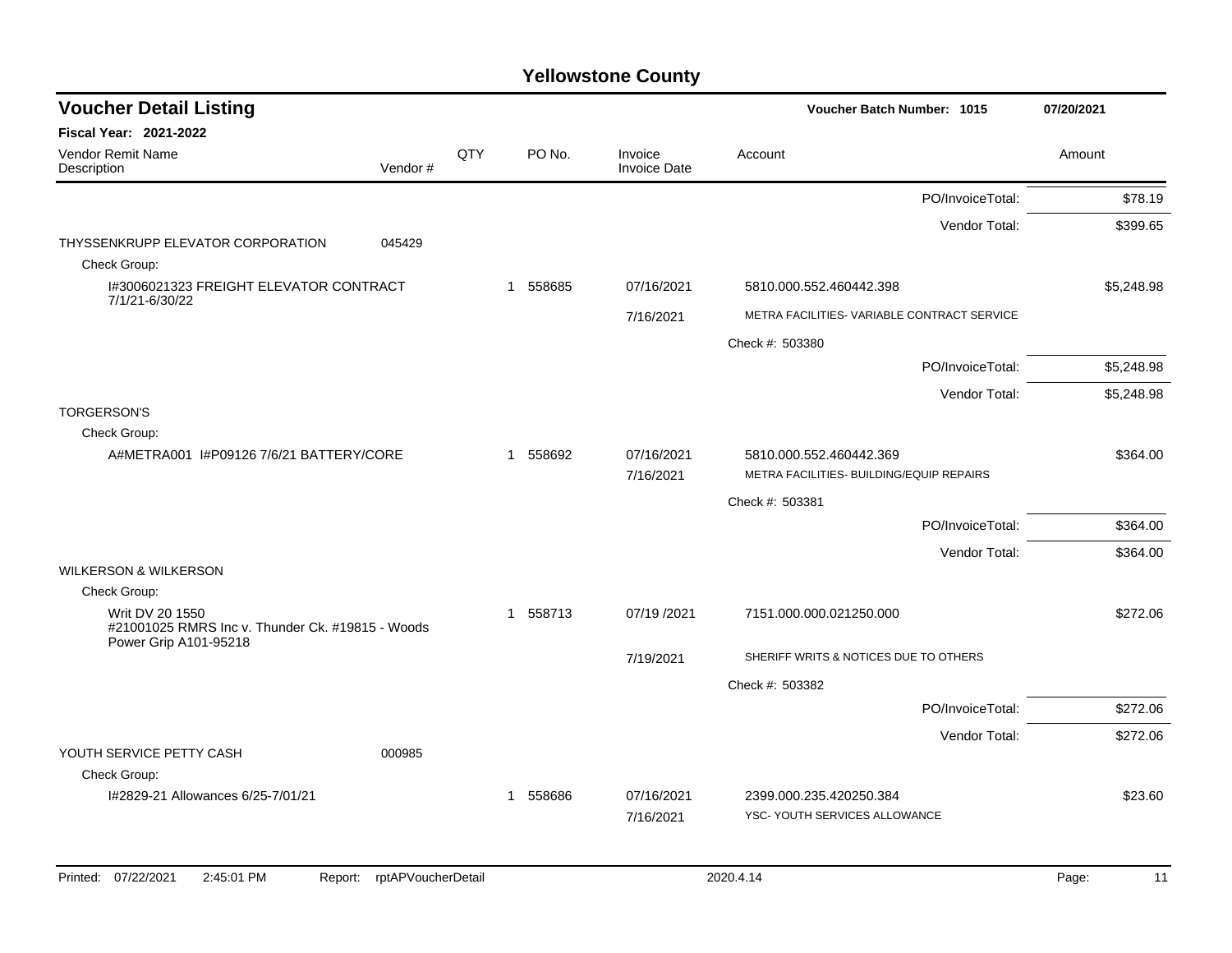## Yellowstone County

### Voucher Detail Listing

**Voucher Batch Number: 1015** 07/20/2021

**Fiscal Year: 2021-2022**

| Vendor Remit Name / Description | Vendor # | QTY | PO No. | Invoice / Invoice Date | Account | Amount |
|---|---|---|---|---|---|---|
| | | | | | PO/InvoiceTotal: | $78.19 |
| | | | | | Vendor Total: | $399.65 |
| THYSSENKRUPP ELEVATOR CORPORATION | 045429 | | | | | |
| Check Group: | | | | | | |
| I#3006021323 FREIGHT ELEVATOR CONTRACT 7/1/21-6/30/22 | | 1 | 558685 | 07/16/2021 | 5810.000.552.460442.398 | $5,248.98 |
| | | | | 7/16/2021 | METRA FACILITIES- VARIABLE CONTRACT SERVICE | |
| | | | | | Check #: 503380 | |
| | | | | | PO/InvoiceTotal: | $5,248.98 |
| | | | | | Vendor Total: | $5,248.98 |
| TORGERSON'S | | | | | | |
| Check Group: | | | | | | |
| A#METRA001 I#P09126 7/6/21 BATTERY/CORE | | 1 | 558692 | 07/16/2021 | 5810.000.552.460442.369 | $364.00 |
| | | | | 7/16/2021 | METRA FACILITIES- BUILDING/EQUIP REPAIRS | |
| | | | | | Check #: 503381 | |
| | | | | | PO/InvoiceTotal: | $364.00 |
| | | | | | Vendor Total: | $364.00 |
| WILKERSON & WILKERSON | | | | | | |
| Check Group: | | | | | | |
| Writ DV 20 1550 #21001025 RMRS Inc v. Thunder Ck. #19815 - Woods Power Grip A101-95218 | | 1 | 558713 | 07/19 /2021 | 7151.000.000.021250.000 | $272.06 |
| | | | | 7/19/2021 | SHERIFF WRITS & NOTICES DUE TO OTHERS | |
| | | | | | Check #: 503382 | |
| | | | | | PO/InvoiceTotal: | $272.06 |
| | | | | | Vendor Total: | $272.06 |
| YOUTH SERVICE PETTY CASH | 000985 | | | | | |
| Check Group: | | | | | | |
| I#2829-21 Allowances 6/25-7/01/21 | | 1 | 558686 | 07/16/2021 | 2399.000.235.420250.384 | $23.60 |
| | | | | 7/16/2021 | YSC- YOUTH SERVICES ALLOWANCE | |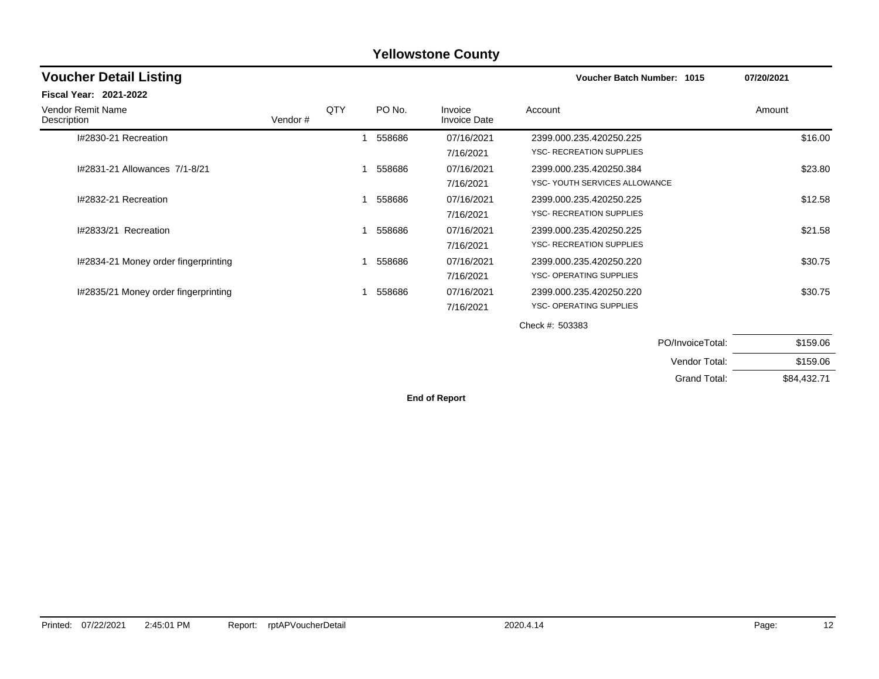# Yellowstone County

## Voucher Detail Listing

**Voucher Batch Number: 1015** **07/20/2021**

**Fiscal Year: 2021-2022**

| Vendor Remit Name / Description | Vendor # | QTY | PO No. | Invoice / Invoice Date | Account | Amount |
|---|---|---|---|---|---|---|
| I#2830-21 Recreation | | 1 | 558686 | 07/16/2021<br>7/16/2021 | 2399.000.235.420250.225<br>YSC- RECREATION SUPPLIES | $16.00 |
| I#2831-21 Allowances 7/1-8/21 | | 1 | 558686 | 07/16/2021<br>7/16/2021 | 2399.000.235.420250.384<br>YSC- YOUTH SERVICES ALLOWANCE | $23.80 |
| I#2832-21 Recreation | | 1 | 558686 | 07/16/2021<br>7/16/2021 | 2399.000.235.420250.225<br>YSC- RECREATION SUPPLIES | $12.58 |
| I#2833/21 Recreation | | 1 | 558686 | 07/16/2021<br>7/16/2021 | 2399.000.235.420250.225<br>YSC- RECREATION SUPPLIES | $21.58 |
| I#2834-21 Money order fingerprinting | | 1 | 558686 | 07/16/2021<br>7/16/2021 | 2399.000.235.420250.220<br>YSC- OPERATING SUPPLIES | $30.75 |
| I#2835/21 Money order fingerprinting | | 1 | 558686 | 07/16/2021<br>7/16/2021 | 2399.000.235.420250.220<br>YSC- OPERATING SUPPLIES | $30.75 |

Check #: 503383

| | |
|---|---|
| PO/InvoiceTotal: | $159.06 |
| Vendor Total: | $159.06 |
| Grand Total: | $84,432.71 |

**End of Report**

Printed: 07/22/2021 2:45:01 PM Report: rptAPVoucherDetail 2020.4.14